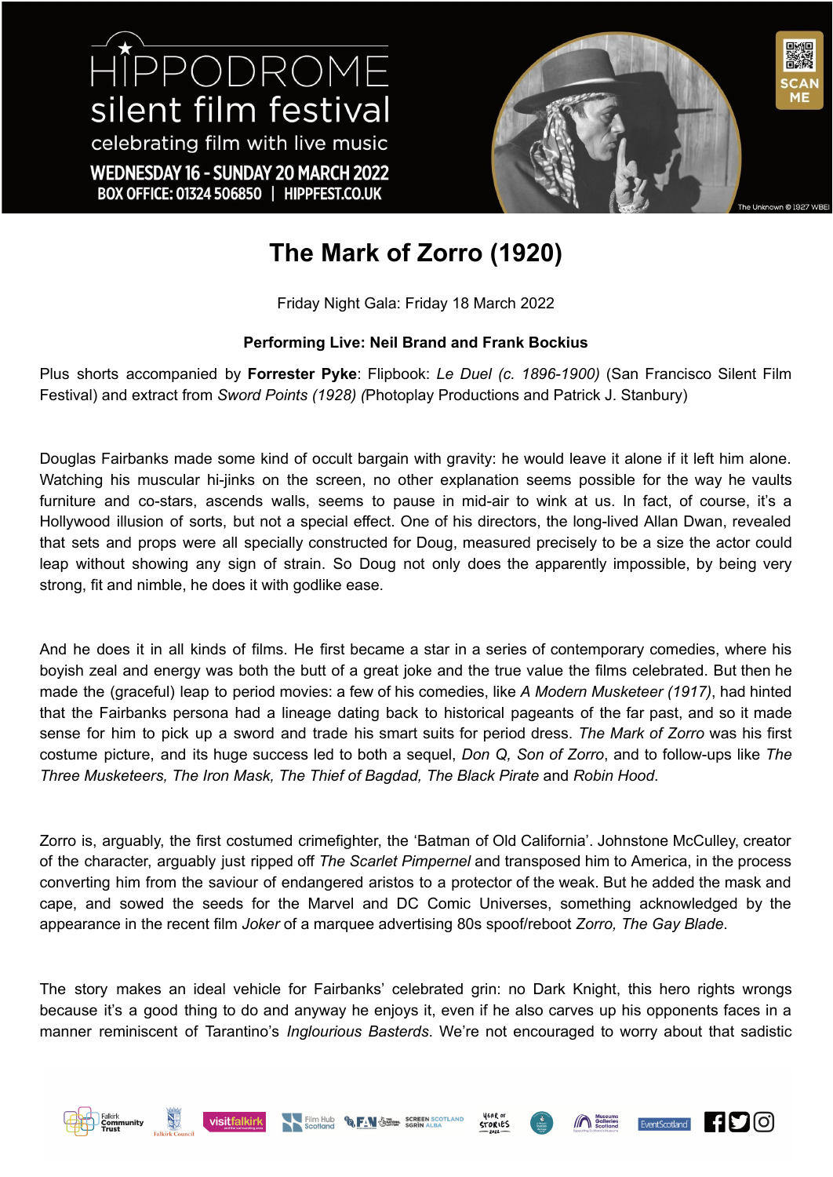HIPPODROME silent film festival

celebrating film with live music

WEDNESDAY 16 - SUNDAY 20 MARCH 2022

BOX OFFICE: 01324 506850 | HIPPFEST.CO.UK

The Unknown © 1927 WBEI

# The Mark of Zorro (1920)

Friday Night Gala: Friday 18 March 2022

**Performing Live: Neil Brand and Frank Bockius**

Plus shorts accompanied by **Forrester Pyke**: Flipbook: *Le Duel (c. 1896-1900)* (San Francisco Silent Film Festival) and extract from *Sword Points (1928) (*Photoplay Productions and Patrick J. Stanbury)

Douglas Fairbanks made some kind of occult bargain with gravity: he would leave it alone if it left him alone. Watching his muscular hi-jinks on the screen, no other explanation seems possible for the way he vaults furniture and co-stars, ascends walls, seems to pause in mid-air to wink at us. In fact, of course, it's a Hollywood illusion of sorts, but not a special effect. One of his directors, the long-lived Allan Dwan, revealed that sets and props were all specially constructed for Doug, measured precisely to be a size the actor could leap without showing any sign of strain. So Doug not only does the apparently impossible, by being very strong, fit and nimble, he does it with godlike ease.

And he does it in all kinds of films. He first became a star in a series of contemporary comedies, where his boyish zeal and energy was both the butt of a great joke and the true value the films celebrated. But then he made the (graceful) leap to period movies: a few of his comedies, like *A Modern Musketeer (1917)*, had hinted that the Fairbanks persona had a lineage dating back to historical pageants of the far past, and so it made sense for him to pick up a sword and trade his smart suits for period dress. *The Mark of Zorro* was his first costume picture, and its huge success led to both a sequel, *Don Q, Son of Zorro*, and to follow-ups like *The Three Musketeers, The Iron Mask, The Thief of Bagdad, The Black Pirate* and *Robin Hood.*

Zorro is, arguably, the first costumed crimefighter, the 'Batman of Old California'. Johnstone McCulley, creator of the character, arguably just ripped off *The Scarlet Pimpernel* and transposed him to America, in the process converting him from the saviour of endangered aristos to a protector of the weak. But he added the mask and cape, and sowed the seeds for the Marvel and DC Comic Universes, something acknowledged by the appearance in the recent film *Joker* of a marquee advertising 80s spoof/reboot *Zorro, The Gay Blade*.

The story makes an ideal vehicle for Fairbanks' celebrated grin: no Dark Knight, this hero rights wrongs because it's a good thing to do and anyway he enjoys it, even if he also carves up his opponents faces in a manner reminiscent of Tarantino's *Inglourious Basterds*. We're not encouraged to worry about that sadistic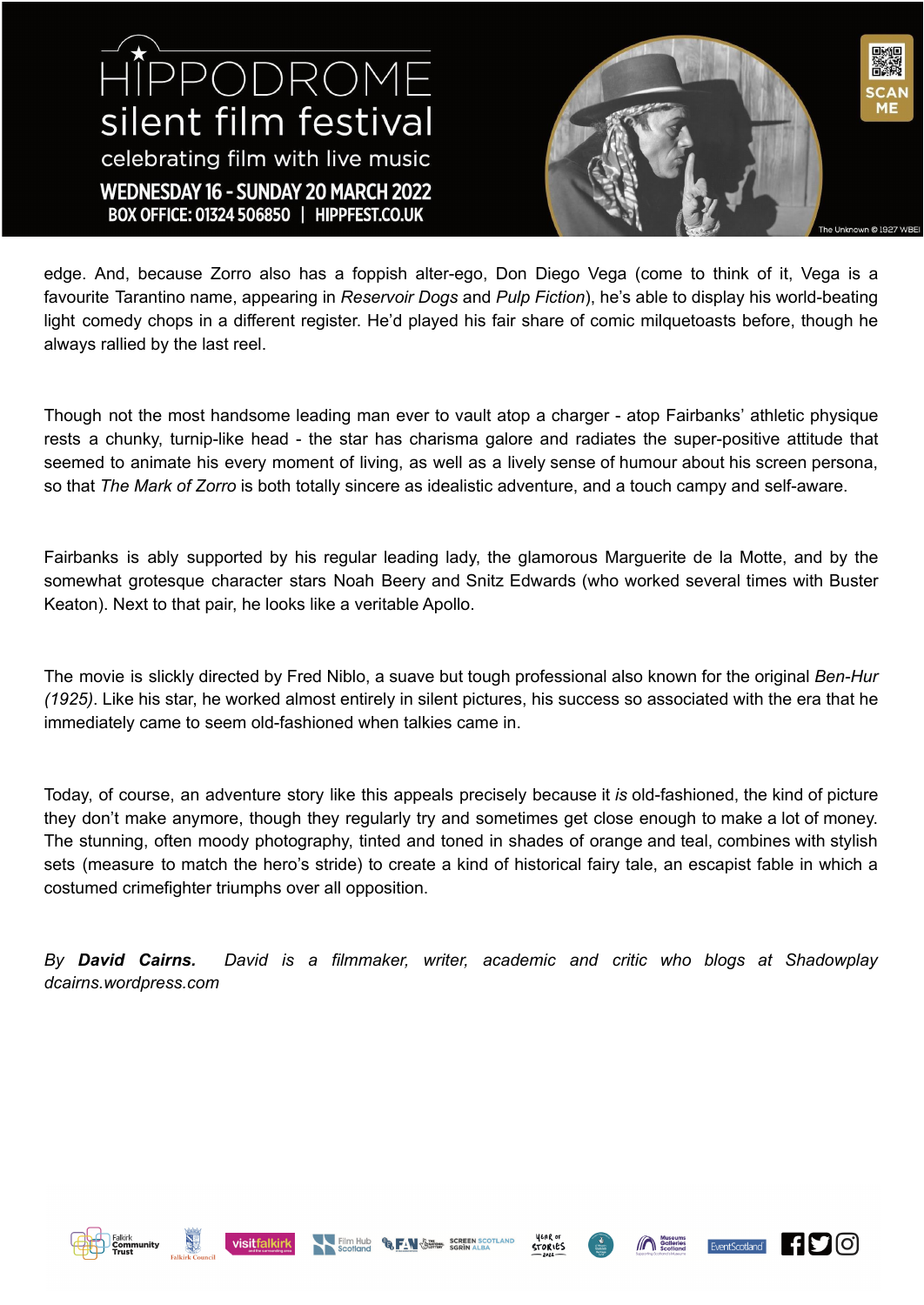edge. And, because Zorro also has a foppish alter-ego, Don Diego Vega (come to think of it, Vega is a favourite Tarantino name, appearing in *Reservoir Dogs* and *Pulp Fiction*), he's able to display his world-beating light comedy chops in a different register. He'd played his fair share of comic milquetoasts before, though he always rallied by the last reel.

Though not the most handsome leading man ever to vault atop a charger - atop Fairbanks' athletic physique rests a chunky, turnip-like head - the star has charisma galore and radiates the super-positive attitude that seemed to animate his every moment of living, as well as a lively sense of humour about his screen persona, so that *The Mark of Zorro* is both totally sincere as idealistic adventure, and a touch campy and self-aware.

Fairbanks is ably supported by his regular leading lady, the glamorous Marguerite de la Motte, and by the somewhat grotesque character stars Noah Beery and Snitz Edwards (who worked several times with Buster Keaton). Next to that pair, he looks like a veritable Apollo.

The movie is slickly directed by Fred Niblo, a suave but tough professional also known for the original *Ben-Hur (1925)*. Like his star, he worked almost entirely in silent pictures, his success so associated with the era that he immediately came to seem old-fashioned when talkies came in.

Today, of course, an adventure story like this appeals precisely because it *is* old-fashioned, the kind of picture they don't make anymore, though they regularly try and sometimes get close enough to make a lot of money. The stunning, often moody photography, tinted and toned in shades of orange and teal, combines with stylish sets (measure to match the hero's stride) to create a kind of historical fairy tale, an escapist fable in which a costumed crimefighter triumphs over all opposition.

*By* ***David Cairns.*** *David is a filmmaker, writer, academic and critic who blogs at Shadowplay dcairns.wordpress.com*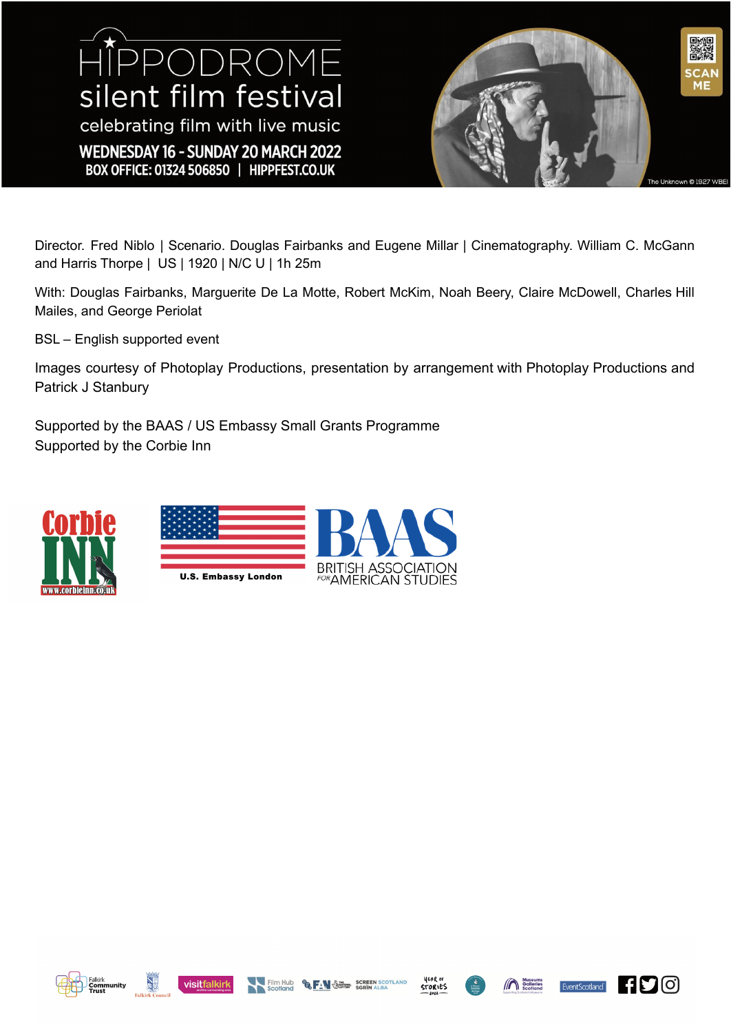HIPPODROME silent film festival

celebrating film with live music

WEDNESDAY 16 - SUNDAY 20 MARCH 2022

BOX OFFICE: 01324 506850 | HIPPFEST.CO.UK

The Unknown © 1927 WBEI

Director. Fred Niblo | Scenario. Douglas Fairbanks and Eugene Millar | Cinematography. William C. McGann and Harris Thorpe | US | 1920 | N/C U | 1h 25m

With: Douglas Fairbanks, Marguerite De La Motte, Robert McKim, Noah Beery, Claire McDowell, Charles Hill Mailes, and George Periolat

BSL – English supported event

Images courtesy of Photoplay Productions, presentation by arrangement with Photoplay Productions and Patrick J Stanbury

Supported by the BAAS / US Embassy Small Grants Programme
Supported by the Corbie Inn